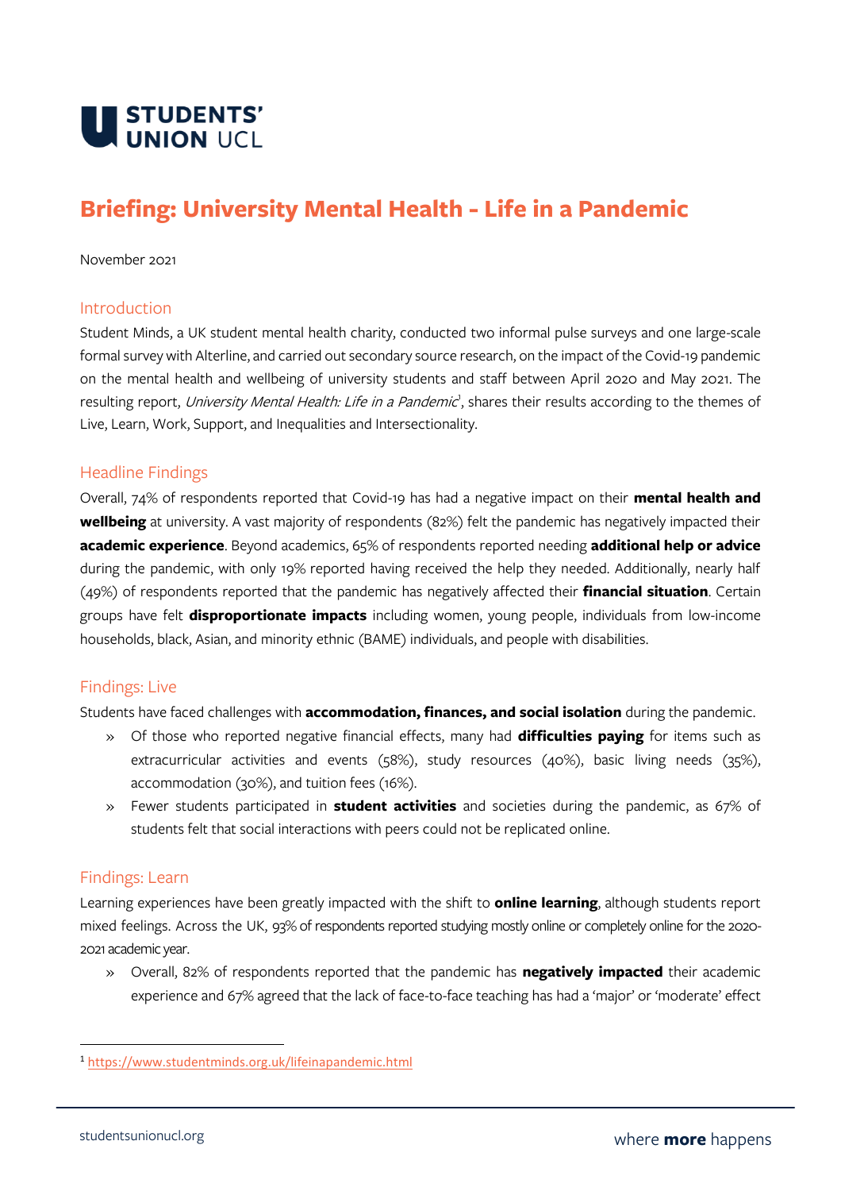STUDENTS' UNION UCL

# Briefing: University Mental Health - Life in a Pandemic

November 2021

## Introduction

Student Minds, a UK student mental health charity, conducted two informal pulse surveys and one large-scale formal survey with Alterline, and carried out secondary source research, on the impact of the Covid-19 pandemic on the mental health and wellbeing of university students and staff between April 2020 and May 2021. The resulting report, *University Mental Health: Life in a Pandemic*[1], shares their results according to the themes of Live, Learn, Work, Support, and Inequalities and Intersectionality.

## Headline Findings

Overall, 74% of respondents reported that Covid-19 has had a negative impact on their **mental health and wellbeing** at university. A vast majority of respondents (82%) felt the pandemic has negatively impacted their **academic experience**. Beyond academics, 65% of respondents reported needing **additional help or advice** during the pandemic, with only 19% reported having received the help they needed. Additionally, nearly half (49%) of respondents reported that the pandemic has negatively affected their **financial situation**. Certain groups have felt **disproportionate impacts** including women, young people, individuals from low-income households, black, Asian, and minority ethnic (BAME) individuals, and people with disabilities.

## Findings: Live

Students have faced challenges with **accommodation, finances, and social isolation** during the pandemic.

- Of those who reported negative financial effects, many had **difficulties paying** for items such as extracurricular activities and events (58%), study resources (40%), basic living needs (35%), accommodation (30%), and tuition fees (16%).
- Fewer students participated in **student activities** and societies during the pandemic, as 67% of students felt that social interactions with peers could not be replicated online.

## Findings: Learn

Learning experiences have been greatly impacted with the shift to **online learning**, although students report mixed feelings. Across the UK, 93% of respondents reported studying mostly online or completely online for the 2020-2021 academic year.

- Overall, 82% of respondents reported that the pandemic has **negatively impacted** their academic experience and 67% agreed that the lack of face-to-face teaching has had a 'major' or 'moderate' effect

---

[1] https://www.studentminds.org.uk/lifeinapandemic.html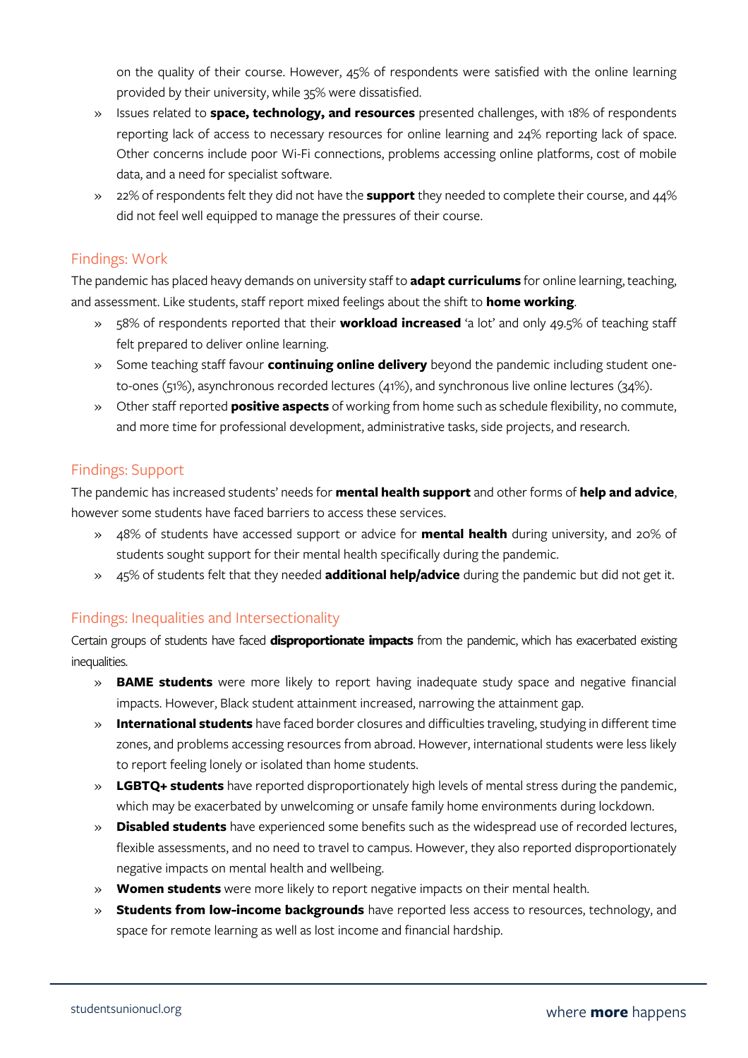on the quality of their course. However, 45% of respondents were satisfied with the online learning provided by their university, while 35% were dissatisfied.

- Issues related to **space, technology, and resources** presented challenges, with 18% of respondents reporting lack of access to necessary resources for online learning and 24% reporting lack of space. Other concerns include poor Wi-Fi connections, problems accessing online platforms, cost of mobile data, and a need for specialist software.
- 22% of respondents felt they did not have the **support** they needed to complete their course, and 44% did not feel well equipped to manage the pressures of their course.

## Findings: Work

The pandemic has placed heavy demands on university staff to **adapt curriculums** for online learning, teaching, and assessment. Like students, staff report mixed feelings about the shift to **home working**.

- 58% of respondents reported that their **workload increased** 'a lot' and only 49.5% of teaching staff felt prepared to deliver online learning.
- Some teaching staff favour **continuing online delivery** beyond the pandemic including student one-to-ones (51%), asynchronous recorded lectures (41%), and synchronous live online lectures (34%).
- Other staff reported **positive aspects** of working from home such as schedule flexibility, no commute, and more time for professional development, administrative tasks, side projects, and research.

## Findings: Support

The pandemic has increased students' needs for **mental health support** and other forms of **help and advice**, however some students have faced barriers to access these services.

- 48% of students have accessed support or advice for **mental health** during university, and 20% of students sought support for their mental health specifically during the pandemic.
- 45% of students felt that they needed **additional help/advice** during the pandemic but did not get it.

## Findings: Inequalities and Intersectionality

Certain groups of students have faced **disproportionate impacts** from the pandemic, which has exacerbated existing inequalities.

- **BAME students** were more likely to report having inadequate study space and negative financial impacts. However, Black student attainment increased, narrowing the attainment gap.
- **International students** have faced border closures and difficulties traveling, studying in different time zones, and problems accessing resources from abroad. However, international students were less likely to report feeling lonely or isolated than home students.
- **LGBTQ+ students** have reported disproportionately high levels of mental stress during the pandemic, which may be exacerbated by unwelcoming or unsafe family home environments during lockdown.
- **Disabled students** have experienced some benefits such as the widespread use of recorded lectures, flexible assessments, and no need to travel to campus. However, they also reported disproportionately negative impacts on mental health and wellbeing.
- **Women students** were more likely to report negative impacts on their mental health.
- **Students from low-income backgrounds** have reported less access to resources, technology, and space for remote learning as well as lost income and financial hardship.